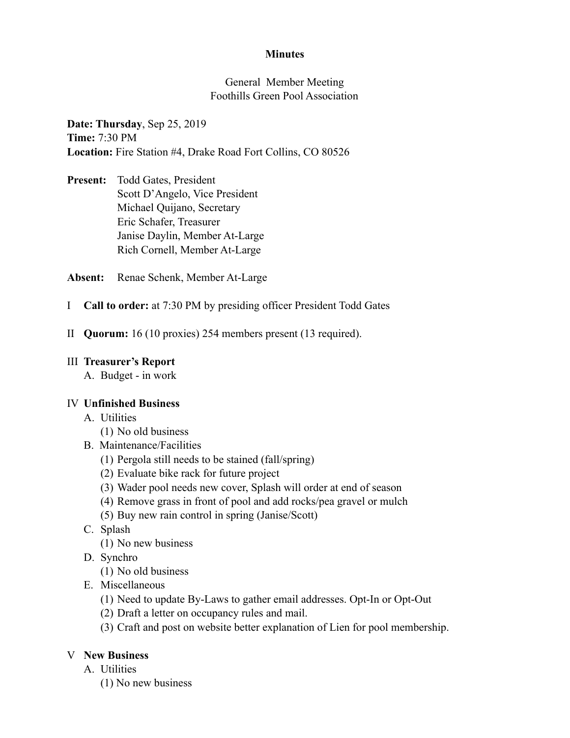# Minutes

General Member Meeting
Foothills Green Pool Association

**Date: Thursday**, Sep 25, 2019
**Time:** 7:30 PM
**Location:** Fire Station #4, Drake Road Fort Collins, CO 80526

**Present:** Todd Gates, President
Scott D'Angelo, Vice President
Michael Quijano, Secretary
Eric Schafer, Treasurer
Janise Daylin, Member At-Large
Rich Cornell, Member At-Large

**Absent:** Renae Schenk, Member At-Large

I **Call to order:** at 7:30 PM by presiding officer President Todd Gates

II **Quorum:** 16 (10 proxies) 254 members present (13 required).

III **Treasurer's Report**

A. Budget - in work

IV **Unfinished Business**

A. Utilities
   (1) No old business
B. Maintenance/Facilities
   (1) Pergola still needs to be stained (fall/spring)
   (2) Evaluate bike rack for future project
   (3) Wader pool needs new cover, Splash will order at end of season
   (4) Remove grass in front of pool and add rocks/pea gravel or mulch
   (5) Buy new rain control in spring (Janise/Scott)
C. Splash
   (1) No new business
D. Synchro
   (1) No old business
E. Miscellaneous
   (1) Need to update By-Laws to gather email addresses. Opt-In or Opt-Out
   (2) Draft a letter on occupancy rules and mail.
   (3) Craft and post on website better explanation of Lien for pool membership.

V **New Business**

A. Utilities
   (1) No new business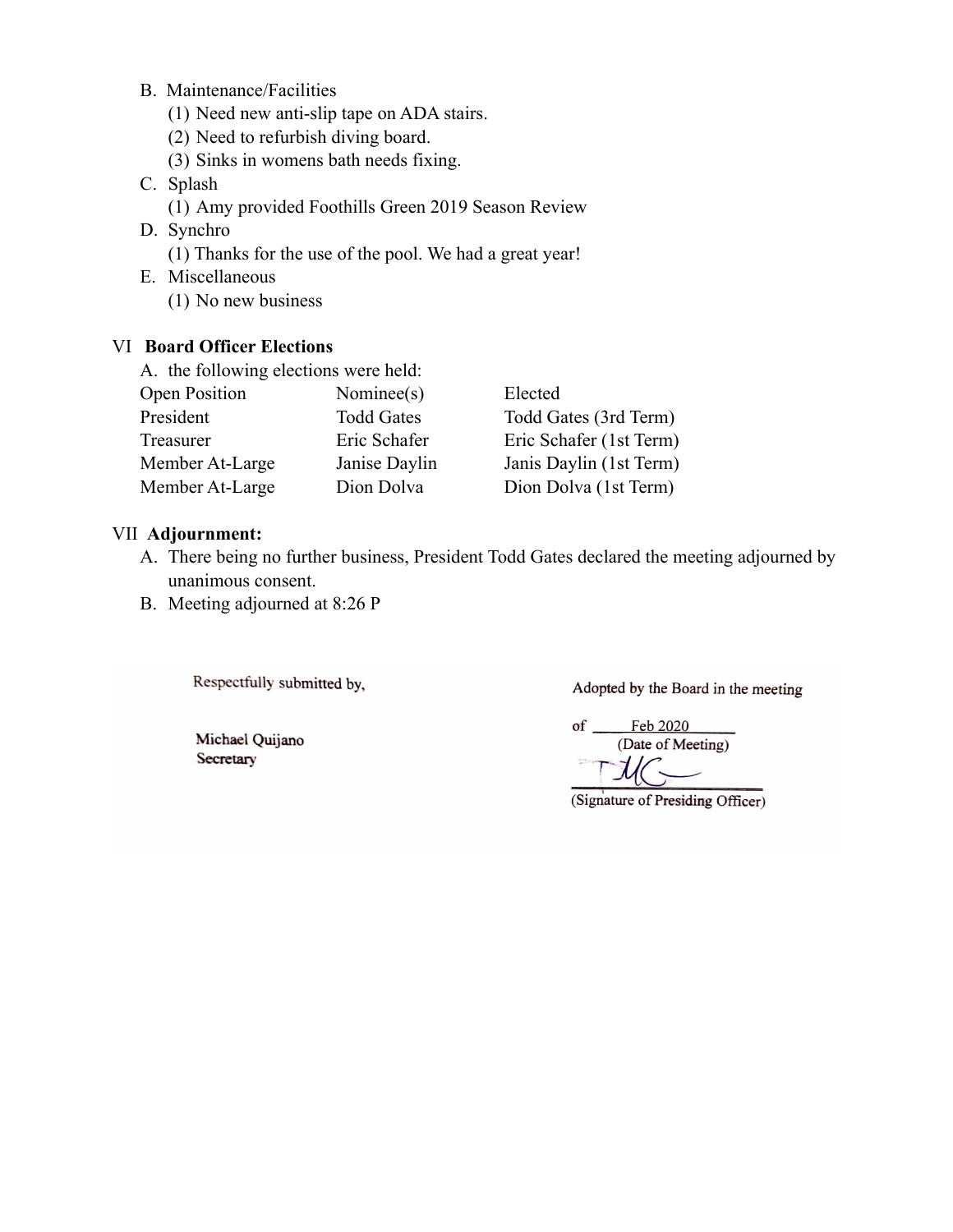B. Maintenance/Facilities
   (1) Need new anti-slip tape on ADA stairs.
   (2) Need to refurbish diving board.
   (3) Sinks in womens bath needs fixing.

C. Splash
   (1) Amy provided Foothills Green 2019 Season Review

D. Synchro
   (1) Thanks for the use of the pool. We had a great year!

E. Miscellaneous
   (1) No new business

## VI **Board Officer Elections**

A. the following elections were held:

| Open Position | Nominee(s) | Elected |
| --- | --- | --- |
| President | Todd Gates | Todd Gates (3rd Term) |
| Treasurer | Eric Schafer | Eric Schafer (1st Term) |
| Member At-Large | Janise Daylin | Janis Daylin (1st Term) |
| Member At-Large | Dion Dolva | Dion Dolva (1st Term) |

## VII **Adjournment:**

A. There being no further business, President Todd Gates declared the meeting adjourned by unanimous consent.

B. Meeting adjourned at 8:26 P

Respectfully submitted by,

Michael Quijano
Secretary

Adopted by the Board in the meeting

of Feb 2020
(Date of Meeting)

(Signature of Presiding Officer)